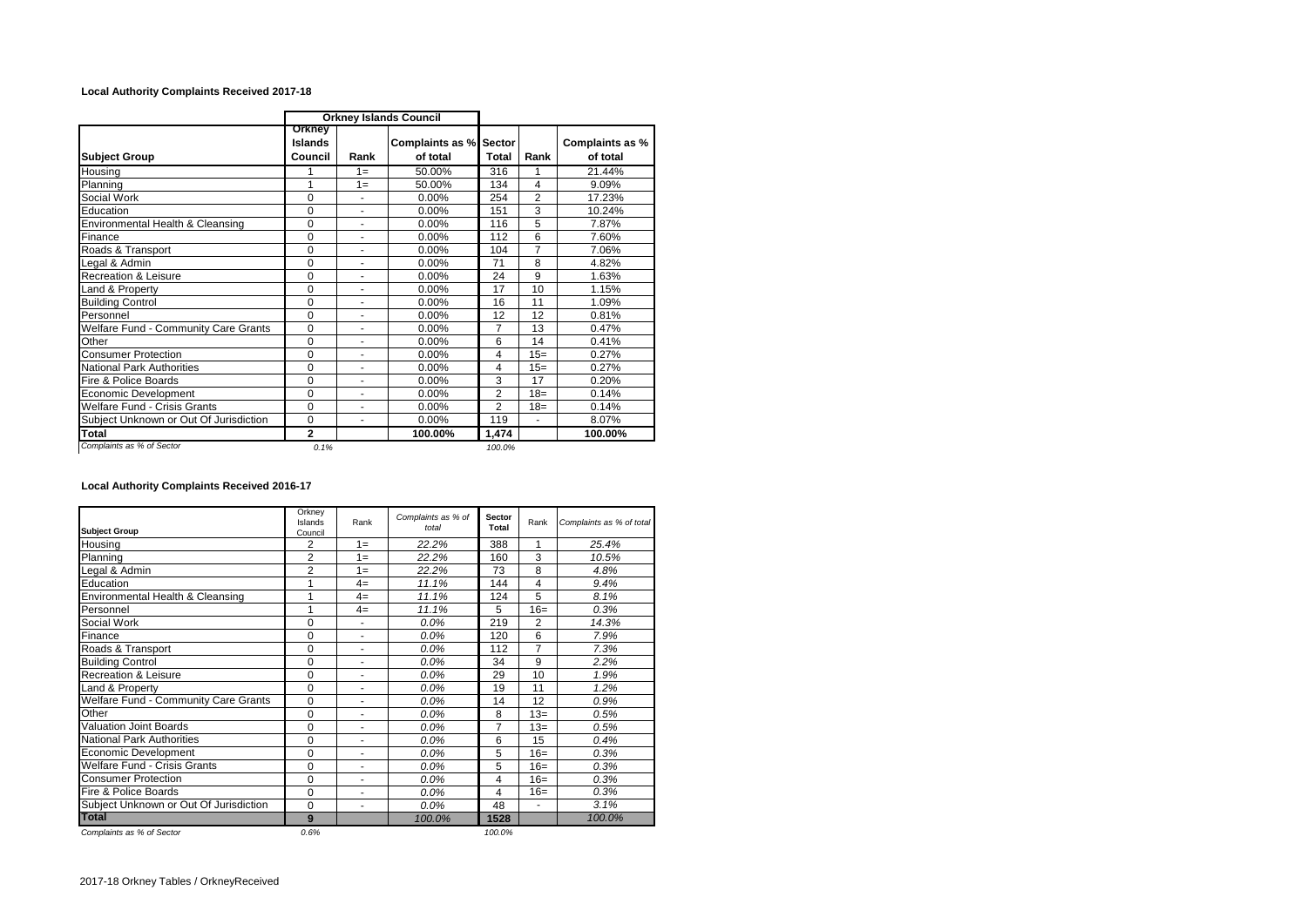**Local Authority Complaints Received 2017-18**

| | Orkney Islands Council | | | | | |
|---|---|---|---|---|---|---|
| **Subject Group** | **Orkney Islands Council** | **Rank** | **Complaints as % of total** | **Sector Total** | **Rank** | **Complaints as % of total** |
| Housing | 1 | 1= | 50.00% | 316 | 1 | 21.44% |
| Planning | 1 | 1= | 50.00% | 134 | 4 | 9.09% |
| Social Work | 0 | - | 0.00% | 254 | 2 | 17.23% |
| Education | 0 | - | 0.00% | 151 | 3 | 10.24% |
| Environmental Health & Cleansing | 0 | - | 0.00% | 116 | 5 | 7.87% |
| Finance | 0 | - | 0.00% | 112 | 6 | 7.60% |
| Roads & Transport | 0 | - | 0.00% | 104 | 7 | 7.06% |
| Legal & Admin | 0 | - | 0.00% | 71 | 8 | 4.82% |
| Recreation & Leisure | 0 | - | 0.00% | 24 | 9 | 1.63% |
| Land & Property | 0 | - | 0.00% | 17 | 10 | 1.15% |
| Building Control | 0 | - | 0.00% | 16 | 11 | 1.09% |
| Personnel | 0 | - | 0.00% | 12 | 12 | 0.81% |
| Welfare Fund - Community Care Grants | 0 | - | 0.00% | 7 | 13 | 0.47% |
| Other | 0 | - | 0.00% | 6 | 14 | 0.41% |
| Consumer Protection | 0 | - | 0.00% | 4 | 15= | 0.27% |
| National Park Authorities | 0 | - | 0.00% | 4 | 15= | 0.27% |
| Fire & Police Boards | 0 | - | 0.00% | 3 | 17 | 0.20% |
| Economic Development | 0 | - | 0.00% | 2 | 18= | 0.14% |
| Welfare Fund - Crisis Grants | 0 | - | 0.00% | 2 | 18= | 0.14% |
| Subject Unknown or Out Of Jurisdiction | 0 | - | 0.00% | 119 | - | 8.07% |
| **Total** | **2** | | **100.00%** | **1,474** | | **100.00%** |
| *Complaints as % of Sector* | *0.1%* | | | *100.0%* | | |

**Local Authority Complaints Received 2016-17**

| **Subject Group** | Orkney Islands Council | Rank | *Complaints as % of total* | **Sector Total** | Rank | *Complaints as % of total* |
|---|---|---|---|---|---|---|
| Housing | 2 | 1= | *22.2%* | 388 | 1 | *25.4%* |
| Planning | 2 | 1= | *22.2%* | 160 | 3 | *10.5%* |
| Legal & Admin | 2 | 1= | *22.2%* | 73 | 8 | *4.8%* |
| Education | 1 | 4= | *11.1%* | 144 | 4 | *9.4%* |
| Environmental Health & Cleansing | 1 | 4= | *11.1%* | 124 | 5 | *8.1%* |
| Personnel | 1 | 4= | *11.1%* | 5 | 16= | *0.3%* |
| Social Work | 0 | - | *0.0%* | 219 | 2 | *14.3%* |
| Finance | 0 | - | *0.0%* | 120 | 6 | *7.9%* |
| Roads & Transport | 0 | - | *0.0%* | 112 | 7 | *7.3%* |
| Building Control | 0 | - | *0.0%* | 34 | 9 | *2.2%* |
| Recreation & Leisure | 0 | - | *0.0%* | 29 | 10 | *1.9%* |
| Land & Property | 0 | - | *0.0%* | 19 | 11 | *1.2%* |
| Welfare Fund - Community Care Grants | 0 | - | *0.0%* | 14 | 12 | *0.9%* |
| Other | 0 | - | *0.0%* | 8 | 13= | *0.5%* |
| Valuation Joint Boards | 0 | - | *0.0%* | 7 | 13= | *0.5%* |
| National Park Authorities | 0 | - | *0.0%* | 6 | 15 | *0.4%* |
| Economic Development | 0 | - | *0.0%* | 5 | 16= | *0.3%* |
| Welfare Fund - Crisis Grants | 0 | - | *0.0%* | 5 | 16= | *0.3%* |
| Consumer Protection | 0 | - | *0.0%* | 4 | 16= | *0.3%* |
| Fire & Police Boards | 0 | - | *0.0%* | 4 | 16= | *0.3%* |
| Subject Unknown or Out Of Jurisdiction | 0 | - | *0.0%* | 48 | - | *3.1%* |
| **Total** | **9** | | *100.0%* | **1528** | | *100.0%* |
| *Complaints as % of Sector* | *0.6%* | | | *100.0%* | | |

2017-18 Orkney Tables / OrkneyReceived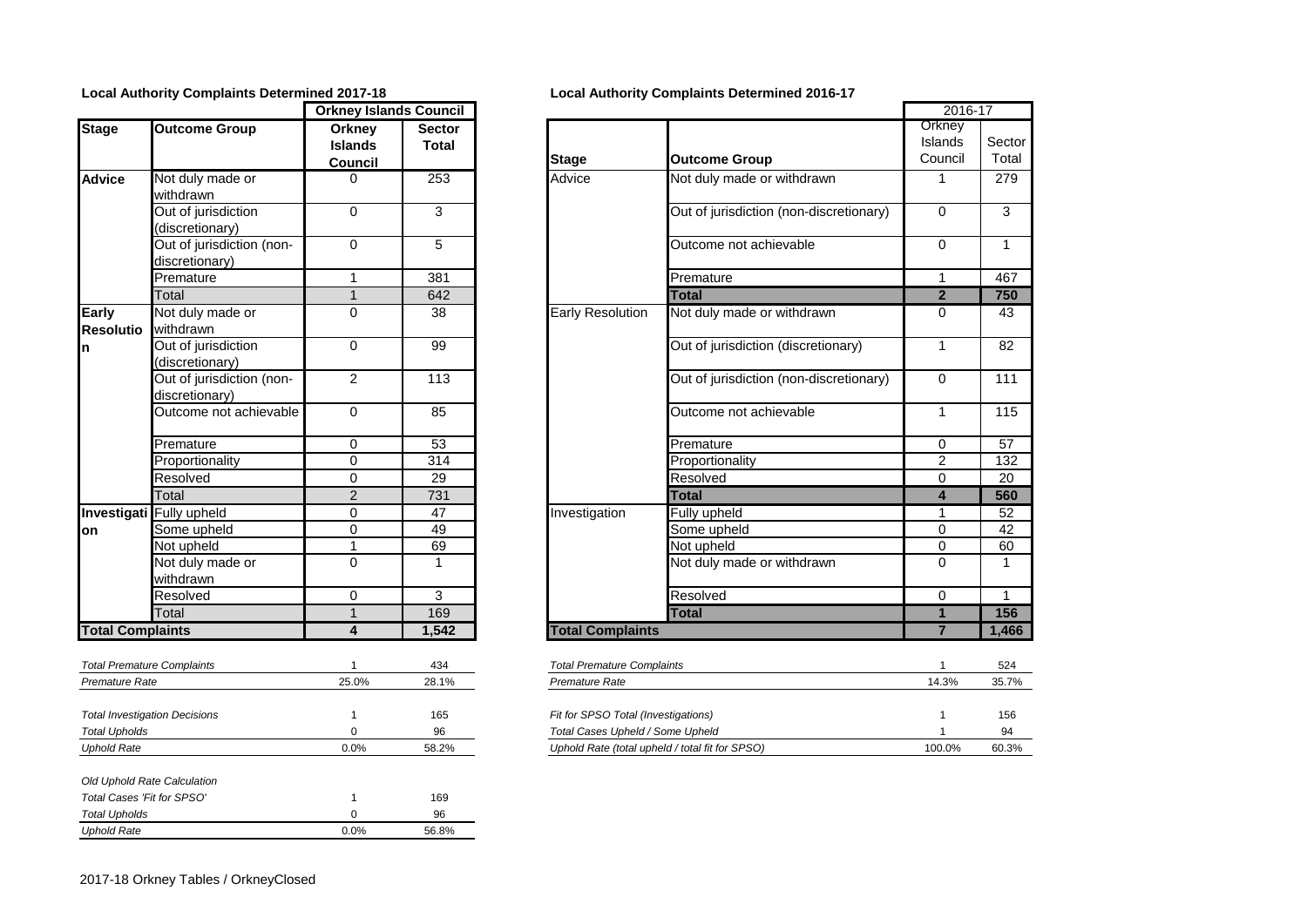**Local Authority Complaints Determined 2017-18**

| Stage | Outcome Group | Orkney Islands Council | Sector Total |
|---|---|---|---|
| | | **Orkney Islands Council** | |
| **Advice** | Not duly made or withdrawn | 0 | 253 |
| | Out of jurisdiction (discretionary) | 0 | 3 |
| | Out of jurisdiction (non-discretionary) | 0 | 5 |
| | Premature | 1 | 381 |
| | Total | 1 | 642 |
| **Early Resolution** | Not duly made or withdrawn | 0 | 38 |
| | Out of jurisdiction (discretionary) | 0 | 99 |
| | Out of jurisdiction (non-discretionary) | 2 | 113 |
| | Outcome not achievable | 0 | 85 |
| | Premature | 0 | 53 |
| | Proportionality | 0 | 314 |
| | Resolved | 0 | 29 |
| | Total | 2 | 731 |
| **Investigation** | Fully upheld | 0 | 47 |
| | Some upheld | 0 | 49 |
| | Not upheld | 1 | 69 |
| | Not duly made or withdrawn | 0 | 1 |
| | Resolved | 0 | 3 |
| | Total | 1 | 169 |
| **Total Complaints** | | **4** | **1,542** |

| | Orkney Islands Council | Sector Total |
|---|---|---|
| *Total Premature Complaints* | 1 | 434 |
| *Premature Rate* | 25.0% | 28.1% |
| *Total Investigation Decisions* | 1 | 165 |
| *Total Upholds* | 0 | 96 |
| *Uphold Rate* | 0.0% | 58.2% |
| *Old Uphold Rate Calculation* | | |
| *Total Cases 'Fit for SPSO'* | 1 | 169 |
| *Total Upholds* | 0 | 96 |
| *Uphold Rate* | 0.0% | 56.8% |

**Local Authority Complaints Determined 2016-17**

| Stage | Outcome Group | Orkney Islands Council (2016-17) | Sector Total (2016-17) |
|---|---|---|---|
| Advice | Not duly made or withdrawn | 1 | 279 |
| | Out of jurisdiction (non-discretionary) | 0 | 3 |
| | Outcome not achievable | 0 | 1 |
| | Premature | 1 | 467 |
| | **Total** | **2** | **750** |
| Early Resolution | Not duly made or withdrawn | 0 | 43 |
| | Out of jurisdiction (discretionary) | 1 | 82 |
| | Out of jurisdiction (non-discretionary) | 0 | 111 |
| | Outcome not achievable | 1 | 115 |
| | Premature | 0 | 57 |
| | Proportionality | 2 | 132 |
| | Resolved | 0 | 20 |
| | **Total** | **4** | **560** |
| Investigation | Fully upheld | 1 | 52 |
| | Some upheld | 0 | 42 |
| | Not upheld | 0 | 60 |
| | Not duly made or withdrawn | 0 | 1 |
| | Resolved | 0 | 1 |
| | **Total** | **1** | **156** |
| **Total Complaints** | | **7** | **1,466** |

| | Orkney Islands Council | Sector Total |
|---|---|---|
| *Total Premature Complaints* | 1 | 524 |
| *Premature Rate* | 14.3% | 35.7% |
| *Fit for SPSO Total (Investigations)* | 1 | 156 |
| *Total Cases Upheld / Some Upheld* | 1 | 94 |
| *Uphold Rate (total upheld / total fit for SPSO)* | 100.0% | 60.3% |

2017-18 Orkney Tables / OrkneyClosed